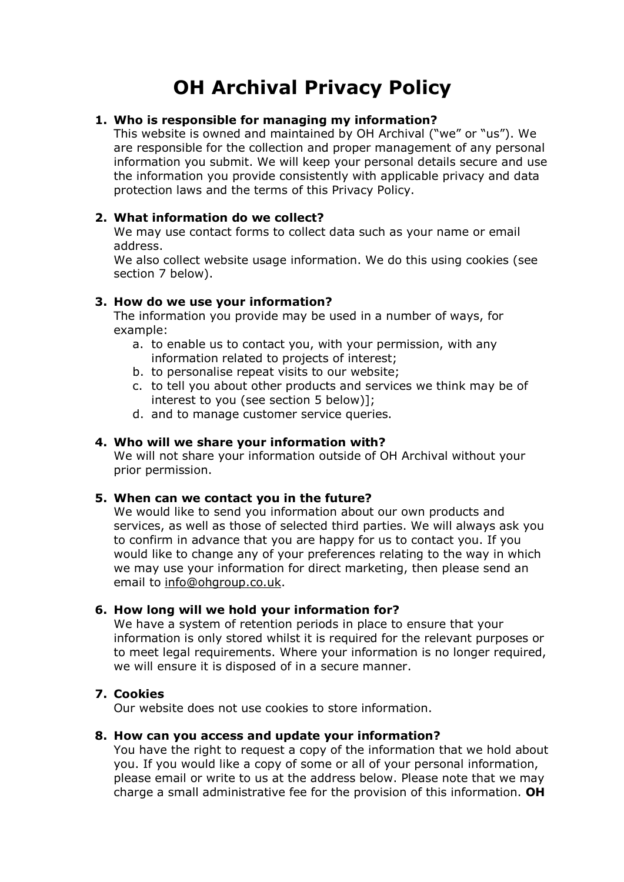# OH Archival Privacy Policy

1. **Who is responsible for managing my information?**
   This website is owned and maintained by OH Archival ("we" or "us"). We are responsible for the collection and proper management of any personal information you submit. We will keep your personal details secure and use the information you provide consistently with applicable privacy and data protection laws and the terms of this Privacy Policy.

2. **What information do we collect?**
   We may use contact forms to collect data such as your name or email address.
   We also collect website usage information. We do this using cookies (see section 7 below).

3. **How do we use your information?**
   The information you provide may be used in a number of ways, for example:
   a. to enable us to contact you, with your permission, with any information related to projects of interest;
   b. to personalise repeat visits to our website;
   c. to tell you about other products and services we think may be of interest to you (see section 5 below)];
   d. and to manage customer service queries.

4. **Who will we share your information with?**
   We will not share your information outside of OH Archival without your prior permission.

5. **When can we contact you in the future?**
   We would like to send you information about our own products and services, as well as those of selected third parties. We will always ask you to confirm in advance that you are happy for us to contact you. If you would like to change any of your preferences relating to the way in which we may use your information for direct marketing, then please send an email to info@ohgroup.co.uk.

6. **How long will we hold your information for?**
   We have a system of retention periods in place to ensure that your information is only stored whilst it is required for the relevant purposes or to meet legal requirements. Where your information is no longer required, we will ensure it is disposed of in a secure manner.

7. **Cookies**
   Our website does not use cookies to store information.

8. **How can you access and update your information?**
   You have the right to request a copy of the information that we hold about you. If you would like a copy of some or all of your personal information, please email or write to us at the address below. Please note that we may charge a small administrative fee for the provision of this information. **OH**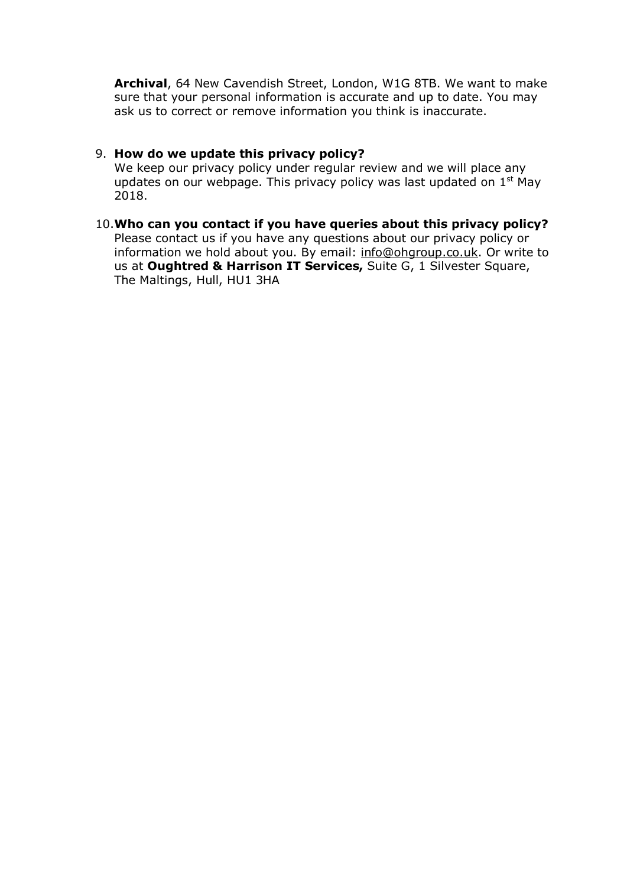**Archival**, 64 New Cavendish Street, London, W1G 8TB. We want to make sure that your personal information is accurate and up to date. You may ask us to correct or remove information you think is inaccurate.

9. **How do we update this privacy policy?**
   We keep our privacy policy under regular review and we will place any updates on our webpage. This privacy policy was last updated on 1st May 2018.

10. **Who can you contact if you have queries about this privacy policy?**
    Please contact us if you have any questions about our privacy policy or information we hold about you. By email: info@ohgroup.co.uk. Or write to us at **Oughtred & Harrison IT Services,** Suite G, 1 Silvester Square, The Maltings, Hull, HU1 3HA